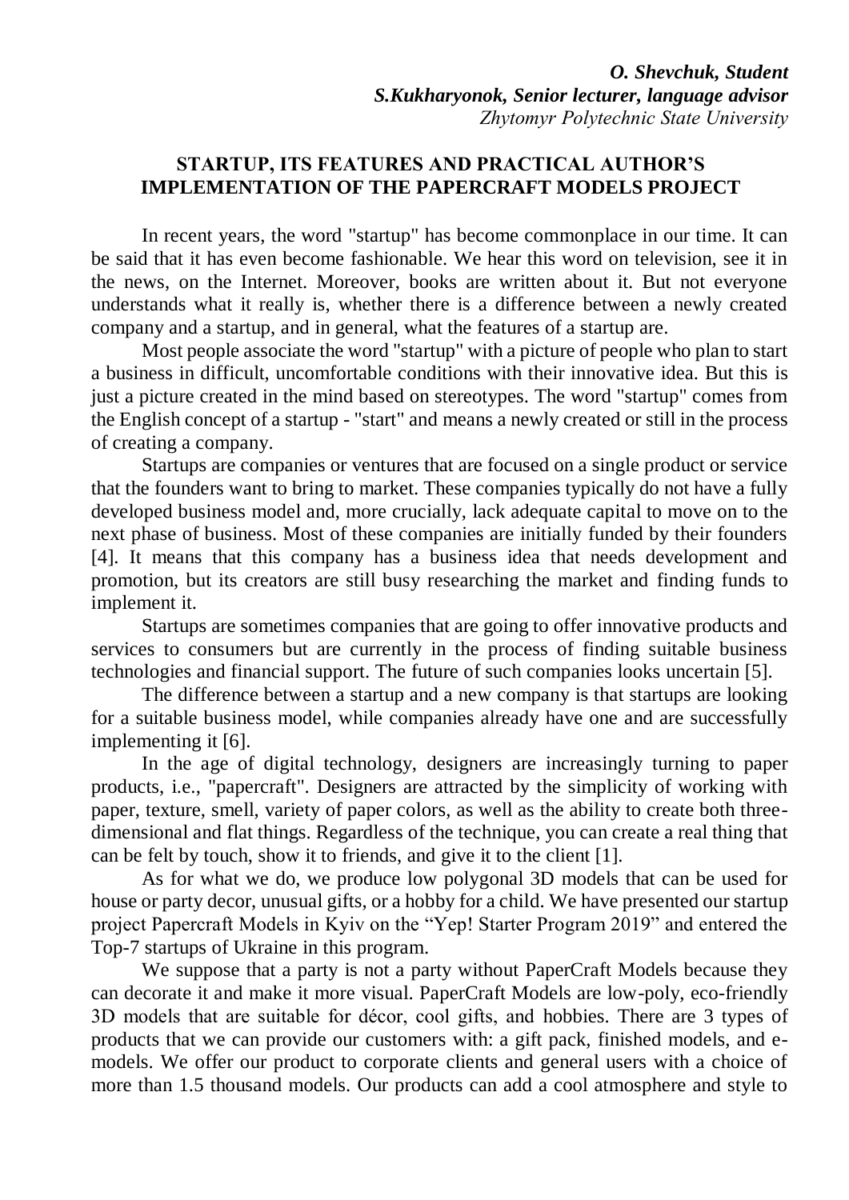***O. Shevchuk, Student***
***S.Kukharyonok, Senior lecturer, language advisor***
*Zhytomyr Polytechnic State University*

## STARTUP, ITS FEATURES AND PRACTICAL AUTHOR'S IMPLEMENTATION OF THE PAPERCRAFT MODELS PROJECT

In recent years, the word "startup" has become commonplace in our time. It can be said that it has even become fashionable. We hear this word on television, see it in the news, on the Internet. Moreover, books are written about it. But not everyone understands what it really is, whether there is a difference between a newly created company and a startup, and in general, what the features of a startup are.

Most people associate the word "startup" with a picture of people who plan to start a business in difficult, uncomfortable conditions with their innovative idea. But this is just a picture created in the mind based on stereotypes. The word "startup" comes from the English concept of a startup - "start" and means a newly created or still in the process of creating a company.

Startups are companies or ventures that are focused on a single product or service that the founders want to bring to market. These companies typically do not have a fully developed business model and, more crucially, lack adequate capital to move on to the next phase of business. Most of these companies are initially funded by their founders [4]. It means that this company has a business idea that needs development and promotion, but its creators are still busy researching the market and finding funds to implement it.

Startups are sometimes companies that are going to offer innovative products and services to consumers but are currently in the process of finding suitable business technologies and financial support. The future of such companies looks uncertain [5].

The difference between a startup and a new company is that startups are looking for a suitable business model, while companies already have one and are successfully implementing it [6].

In the age of digital technology, designers are increasingly turning to paper products, i.e., "papercraft". Designers are attracted by the simplicity of working with paper, texture, smell, variety of paper colors, as well as the ability to create both three-dimensional and flat things. Regardless of the technique, you can create a real thing that can be felt by touch, show it to friends, and give it to the client [1].

As for what we do, we produce low polygonal 3D models that can be used for house or party decor, unusual gifts, or a hobby for a child. We have presented our startup project Papercraft Models in Kyiv on the "Yep! Starter Program 2019" and entered the Top-7 startups of Ukraine in this program.

We suppose that a party is not a party without PaperCraft Models because they can decorate it and make it more visual. PaperCraft Models are low-poly, eco-friendly 3D models that are suitable for décor, cool gifts, and hobbies. There are 3 types of products that we can provide our customers with: a gift pack, finished models, and e-models. We offer our product to corporate clients and general users with a choice of more than 1.5 thousand models. Our products can add a cool atmosphere and style to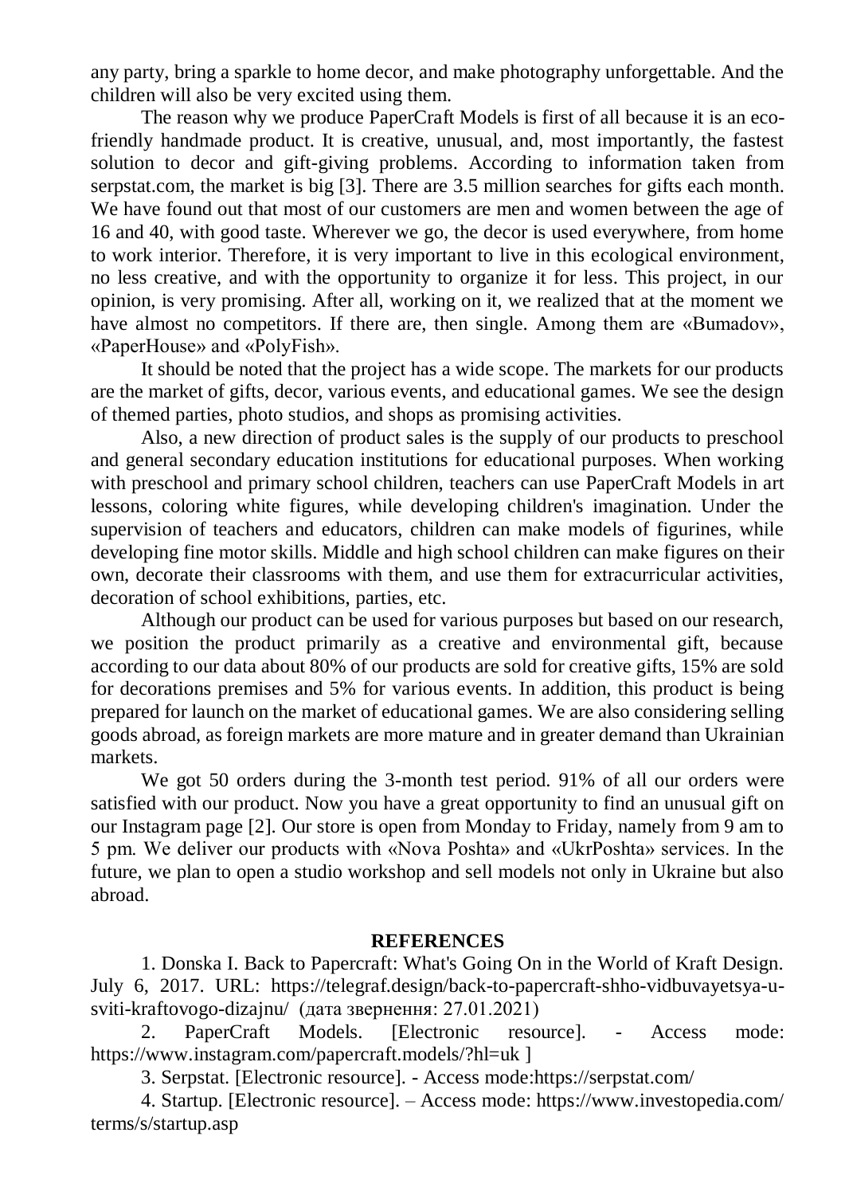any party, bring a sparkle to home decor, and make photography unforgettable. And the children will also be very excited using them.

The reason why we produce PaperCraft Models is first of all because it is an eco-friendly handmade product. It is creative, unusual, and, most importantly, the fastest solution to decor and gift-giving problems. According to information taken from serpstat.com, the market is big [3]. There are 3.5 million searches for gifts each month. We have found out that most of our customers are men and women between the age of 16 and 40, with good taste. Wherever we go, the decor is used everywhere, from home to work interior. Therefore, it is very important to live in this ecological environment, no less creative, and with the opportunity to organize it for less. This project, in our opinion, is very promising. After all, working on it, we realized that at the moment we have almost no competitors. If there are, then single. Among them are «Bumadov», «PaperHouse» and «PolyFish».

It should be noted that the project has a wide scope. The markets for our products are the market of gifts, decor, various events, and educational games. We see the design of themed parties, photo studios, and shops as promising activities.

Also, a new direction of product sales is the supply of our products to preschool and general secondary education institutions for educational purposes. When working with preschool and primary school children, teachers can use PaperCraft Models in art lessons, coloring white figures, while developing children's imagination. Under the supervision of teachers and educators, children can make models of figurines, while developing fine motor skills. Middle and high school children can make figures on their own, decorate their classrooms with them, and use them for extracurricular activities, decoration of school exhibitions, parties, etc.

Although our product can be used for various purposes but based on our research, we position the product primarily as a creative and environmental gift, because according to our data about 80% of our products are sold for creative gifts, 15% are sold for decorations premises and 5% for various events. In addition, this product is being prepared for launch on the market of educational games. We are also considering selling goods abroad, as foreign markets are more mature and in greater demand than Ukrainian markets.

We got 50 orders during the 3-month test period. 91% of all our orders were satisfied with our product. Now you have a great opportunity to find an unusual gift on our Instagram page [2]. Our store is open from Monday to Friday, namely from 9 am to 5 pm. We deliver our products with «Nova Poshta» and «UkrPoshta» services. In the future, we plan to open a studio workshop and sell models not only in Ukraine but also abroad.

## REFERENCES

1. Donska I. Back to Papercraft: What's Going On in the World of Kraft Design. July 6, 2017. URL: https://telegraf.design/back-to-papercraft-shho-vidbuvayetsya-u-sviti-kraftovogo-dizajnu/ (дата звернення: 27.01.2021)
2. PaperCraft Models. [Electronic resource]. - Access mode: https://www.instagram.com/papercraft.models/?hl=uk ]
3. Serpstat. [Electronic resource]. - Access mode:https://serpstat.com/
4. Startup. [Electronic resource]. – Access mode: https://www.investopedia.com/terms/s/startup.asp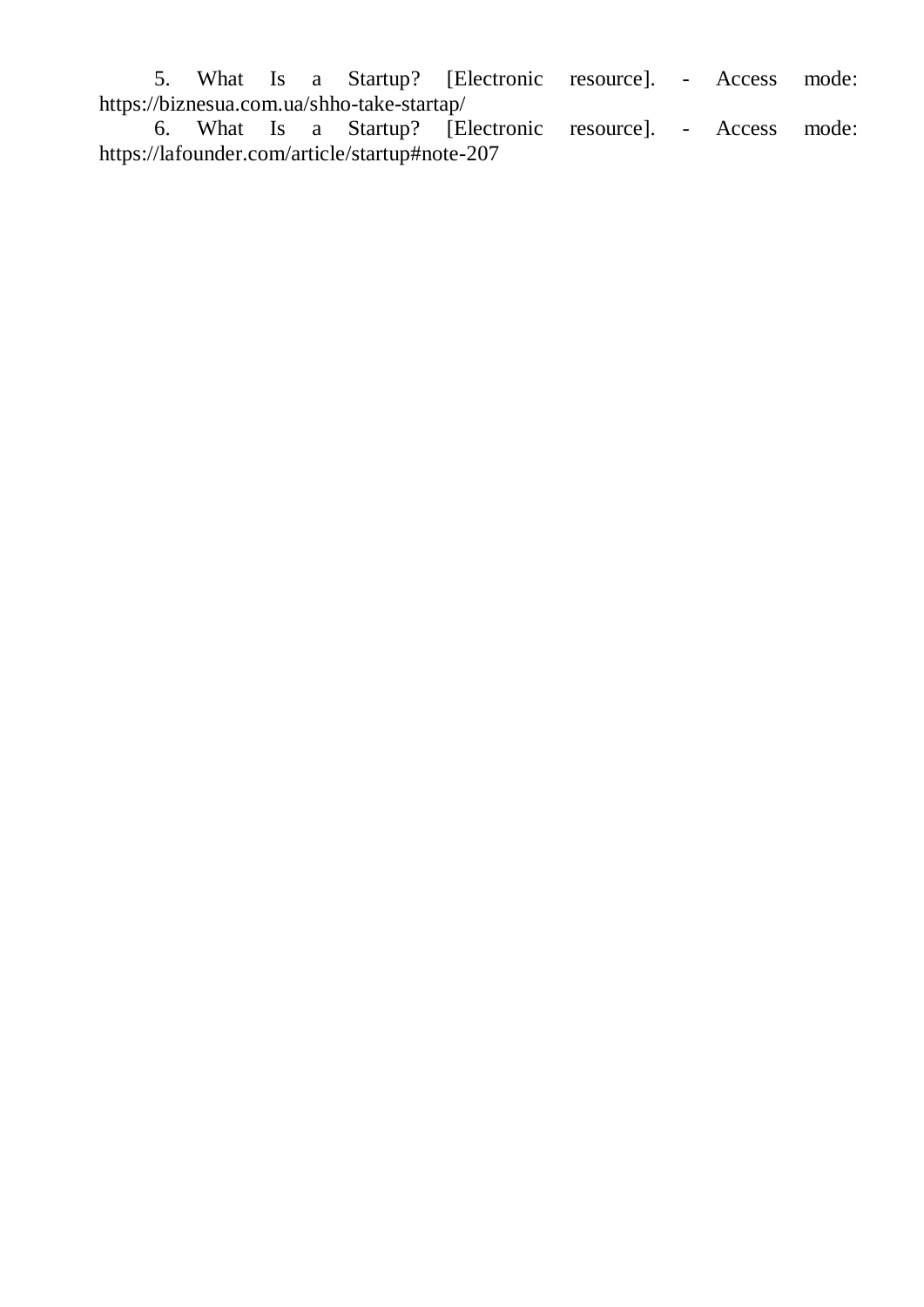5. What Is a Startup? [Electronic resource]. - Access mode: https://biznesua.com.ua/shho-take-startap/

6. What Is a Startup? [Electronic resource]. - Access mode: https://lafounder.com/article/startup#note-207